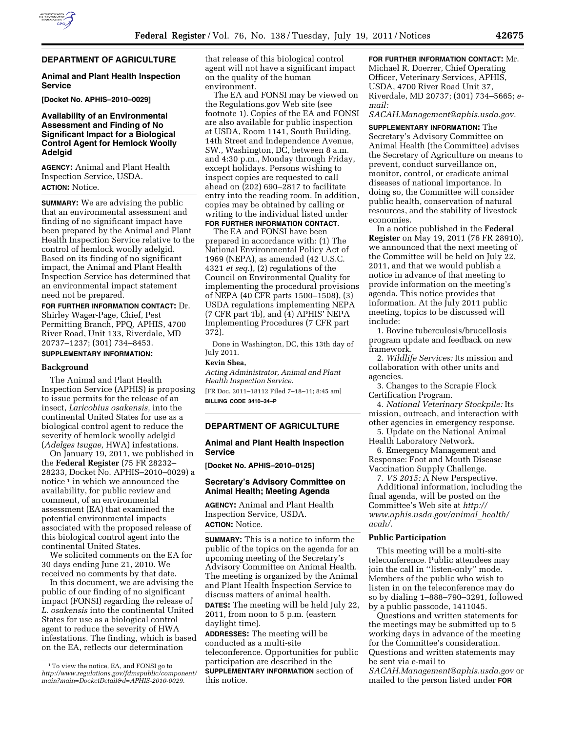## DEPARTMENT OF AGRICULTURE

### Animal and Plant Health Inspection Service

**[Docket No. APHIS–2010–0029]**

### Availability of an Environmental Assessment and Finding of No Significant Impact for a Biological Control Agent for Hemlock Woolly Adelgid

**AGENCY:** Animal and Plant Health Inspection Service, USDA.

**ACTION:** Notice.

**SUMMARY:** We are advising the public that an environmental assessment and finding of no significant impact have been prepared by the Animal and Plant Health Inspection Service relative to the control of hemlock woolly adelgid. Based on its finding of no significant impact, the Animal and Plant Health Inspection Service has determined that an environmental impact statement need not be prepared.

**FOR FURTHER INFORMATION CONTACT:** Dr. Shirley Wager-Page, Chief, Pest Permitting Branch, PPQ, APHIS, 4700 River Road, Unit 133, Riverdale, MD 20737–1237; (301) 734–8453.

**SUPPLEMENTARY INFORMATION:**

#### Background

The Animal and Plant Health Inspection Service (APHIS) is proposing to issue permits for the release of an insect, *Laricobius osakensis,* into the continental United States for use as a biological control agent to reduce the severity of hemlock woolly adelgid (*Adelges tsugae,* HWA) infestations.

On January 19, 2011, we published in the **Federal Register** (75 FR 28232–28233, Docket No. APHIS–2010–0029) a notice [1] in which we announced the availability, for public review and comment, of an environmental assessment (EA) that examined the potential environmental impacts associated with the proposed release of this biological control agent into the continental United States.

We solicited comments on the EA for 30 days ending June 21, 2010. We received no comments by that date.

In this document, we are advising the public of our finding of no significant impact (FONSI) regarding the release of *L. osakensis* into the continental United States for use as a biological control agent to reduce the severity of HWA infestations. The finding, which is based on the EA, reflects our determination that release of this biological control agent will not have a significant impact on the quality of the human environment.

The EA and FONSI may be viewed on the Regulations.gov Web site (see footnote 1). Copies of the EA and FONSI are also available for public inspection at USDA, Room 1141, South Building, 14th Street and Independence Avenue, SW., Washington, DC, between 8 a.m. and 4:30 p.m., Monday through Friday, except holidays. Persons wishing to inspect copies are requested to call ahead on (202) 690–2817 to facilitate entry into the reading room. In addition, copies may be obtained by calling or writing to the individual listed under **FOR FURTHER INFORMATION CONTACT**.

The EA and FONSI have been prepared in accordance with: (1) The National Environmental Policy Act of 1969 (NEPA), as amended (42 U.S.C. 4321 *et seq.*), (2) regulations of the Council on Environmental Quality for implementing the procedural provisions of NEPA (40 CFR parts 1500–1508), (3) USDA regulations implementing NEPA (7 CFR part 1b), and (4) APHIS' NEPA Implementing Procedures (7 CFR part 372).

Done in Washington, DC, this 13th day of July 2011.

**Kevin Shea,**

*Acting Administrator, Animal and Plant Health Inspection Service.*

[FR Doc. 2011–18112 Filed 7–18–11; 8:45 am]

**BILLING CODE 3410–34–P**

[1] To view the notice, EA, and FONSI go to *http://www.regulations.gov/fdmspublic/component/main?main=DocketDetail&d=APHIS-2010-0029.*

---

## DEPARTMENT OF AGRICULTURE

### Animal and Plant Health Inspection Service

**[Docket No. APHIS–2010–0125]**

### Secretary's Advisory Committee on Animal Health; Meeting Agenda

**AGENCY:** Animal and Plant Health Inspection Service, USDA.

**ACTION:** Notice.

**SUMMARY:** This is a notice to inform the public of the topics on the agenda for an upcoming meeting of the Secretary's Advisory Committee on Animal Health. The meeting is organized by the Animal and Plant Health Inspection Service to discuss matters of animal health.

**DATES:** The meeting will be held July 22, 2011, from noon to 5 p.m. (eastern daylight time).

**ADDRESSES:** The meeting will be conducted as a multi-site teleconference. Opportunities for public participation are described in the **SUPPLEMENTARY INFORMATION** section of this notice.

**FOR FURTHER INFORMATION CONTACT:** Mr. Michael R. Doerrer, Chief Operating Officer, Veterinary Services, APHIS, USDA, 4700 River Road Unit 37, Riverdale, MD 20737; (301) 734–5665; *e-mail: SACAH.Management@aphis.usda.gov.*

**SUPPLEMENTARY INFORMATION:** The Secretary's Advisory Committee on Animal Health (the Committee) advises the Secretary of Agriculture on means to prevent, conduct surveillance on, monitor, control, or eradicate animal diseases of national importance. In doing so, the Committee will consider public health, conservation of natural resources, and the stability of livestock economies.

In a notice published in the **Federal Register** on May 19, 2011 (76 FR 28910), we announced that the next meeting of the Committee will be held on July 22, 2011, and that we would publish a notice in advance of that meeting to provide information on the meeting's agenda. This notice provides that information. At the July 2011 public meeting, topics to be discussed will include:

1. Bovine tuberculosis/brucellosis program update and feedback on new framework.
2. *Wildlife Services:* Its mission and collaboration with other units and agencies.
3. Changes to the Scrapie Flock Certification Program.
4. *National Veterinary Stockpile:* Its mission, outreach, and interaction with other agencies in emergency response.
5. Update on the National Animal Health Laboratory Network.
6. Emergency Management and Response: Foot and Mouth Disease Vaccination Supply Challenge.
7. *VS 2015:* A New Perspective.

Additional information, including the final agenda, will be posted on the Committee's Web site at *http://www.aphis.usda.gov/animal_health/acah/.*

#### Public Participation

This meeting will be a multi-site teleconference. Public attendees may join the call in ''listen-only'' mode. Members of the public who wish to listen in on the teleconference may do so by dialing 1–888–790–3291, followed by a public passcode, 1411045.

Questions and written statements for the meetings may be submitted up to 5 working days in advance of the meeting for the Committee's consideration. Questions and written statements may be sent via e-mail to *SACAH.Management@aphis.usda.gov* or mailed to the person listed under **FOR**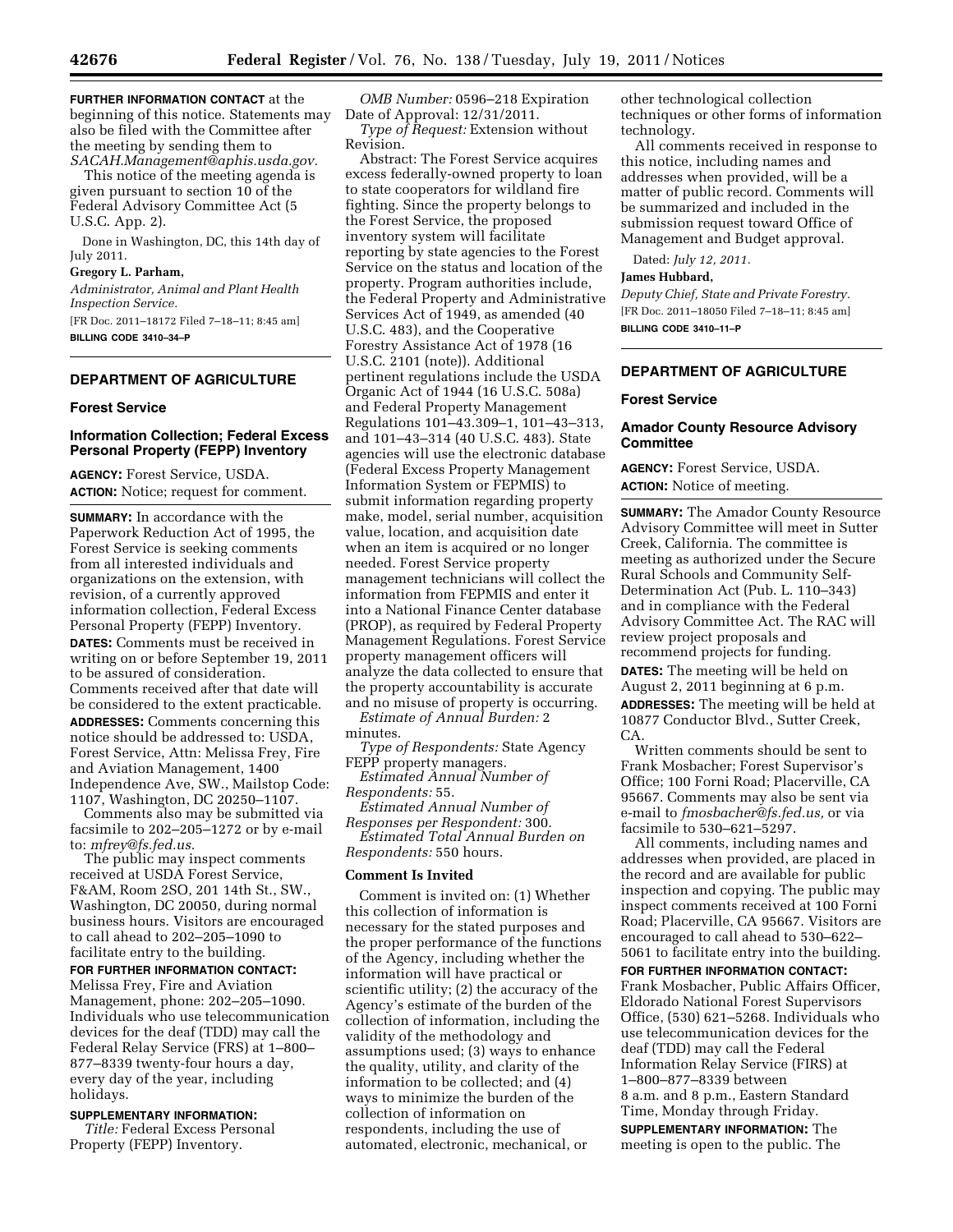**FURTHER INFORMATION CONTACT** at the beginning of this notice. Statements may also be filed with the Committee after the meeting by sending them to *SACAH.Management@aphis.usda.gov.*

This notice of the meeting agenda is given pursuant to section 10 of the Federal Advisory Committee Act (5 U.S.C. App. 2).

Done in Washington, DC, this 14th day of July 2011.

**Gregory L. Parham,**

*Administrator, Animal and Plant Health Inspection Service.*

[FR Doc. 2011–18172 Filed 7–18–11; 8:45 am]

**BILLING CODE 3410–34–P**

## DEPARTMENT OF AGRICULTURE

### Forest Service

### Information Collection; Federal Excess Personal Property (FEPP) Inventory

**AGENCY:** Forest Service, USDA.

**ACTION:** Notice; request for comment.

**SUMMARY:** In accordance with the Paperwork Reduction Act of 1995, the Forest Service is seeking comments from all interested individuals and organizations on the extension, with revision, of a currently approved information collection, Federal Excess Personal Property (FEPP) Inventory.

**DATES:** Comments must be received in writing on or before September 19, 2011 to be assured of consideration. Comments received after that date will be considered to the extent practicable.

**ADDRESSES:** Comments concerning this notice should be addressed to: USDA, Forest Service, Attn: Melissa Frey, Fire and Aviation Management, 1400 Independence Ave, SW., Mailstop Code: 1107, Washington, DC 20250–1107.

Comments also may be submitted via facsimile to 202–205–1272 or by e-mail to: *mfrey@fs.fed.us.*

The public may inspect comments received at USDA Forest Service, F&AM, Room 2SO, 201 14th St., SW., Washington, DC 20050, during normal business hours. Visitors are encouraged to call ahead to 202–205–1090 to facilitate entry to the building.

**FOR FURTHER INFORMATION CONTACT:** Melissa Frey, Fire and Aviation Management, phone: 202–205–1090. Individuals who use telecommunication devices for the deaf (TDD) may call the Federal Relay Service (FRS) at 1–800–877–8339 twenty-four hours a day, every day of the year, including holidays.

**SUPPLEMENTARY INFORMATION:**

*Title:* Federal Excess Personal Property (FEPP) Inventory.

*OMB Number:* 0596–218 Expiration Date of Approval: 12/31/2011.

*Type of Request:* Extension without Revision.

Abstract: The Forest Service acquires excess federally-owned property to loan to state cooperators for wildland fire fighting. Since the property belongs to the Forest Service, the proposed inventory system will facilitate reporting by state agencies to the Forest Service on the status and location of the property. Program authorities include, the Federal Property and Administrative Services Act of 1949, as amended (40 U.S.C. 483), and the Cooperative Forestry Assistance Act of 1978 (16 U.S.C. 2101 (note)). Additional pertinent regulations include the USDA Organic Act of 1944 (16 U.S.C. 508a) and Federal Property Management Regulations 101–43.309–1, 101–43–313, and 101–43–314 (40 U.S.C. 483). State agencies will use the electronic database (Federal Excess Property Management Information System or FEPMIS) to submit information regarding property make, model, serial number, acquisition value, location, and acquisition date when an item is acquired or no longer needed. Forest Service property management technicians will collect the information from FEPMIS and enter it into a National Finance Center database (PROP), as required by Federal Property Management Regulations. Forest Service property management officers will analyze the data collected to ensure that the property accountability is accurate and no misuse of property is occurring.

*Estimate of Annual Burden:* 2 minutes.

*Type of Respondents:* State Agency FEPP property managers.

*Estimated Annual Number of Respondents:* 55.

*Estimated Annual Number of Responses per Respondent:* 300.

*Estimated Total Annual Burden on Respondents:* 550 hours.

#### Comment Is Invited

Comment is invited on: (1) Whether this collection of information is necessary for the stated purposes and the proper performance of the functions of the Agency, including whether the information will have practical or scientific utility; (2) the accuracy of the Agency's estimate of the burden of the collection of information, including the validity of the methodology and assumptions used; (3) ways to enhance the quality, utility, and clarity of the information to be collected; and (4) ways to minimize the burden of the collection of information on respondents, including the use of automated, electronic, mechanical, or other technological collection techniques or other forms of information technology.

All comments received in response to this notice, including names and addresses when provided, will be a matter of public record. Comments will be summarized and included in the submission request toward Office of Management and Budget approval.

Dated: *July 12, 2011.*

**James Hubbard,**

*Deputy Chief, State and Private Forestry.*

[FR Doc. 2011–18050 Filed 7–18–11; 8:45 am]

**BILLING CODE 3410–11–P**

## DEPARTMENT OF AGRICULTURE

### Forest Service

### Amador County Resource Advisory Committee

**AGENCY:** Forest Service, USDA.

**ACTION:** Notice of meeting.

**SUMMARY:** The Amador County Resource Advisory Committee will meet in Sutter Creek, California. The committee is meeting as authorized under the Secure Rural Schools and Community Self-Determination Act (Pub. L. 110–343) and in compliance with the Federal Advisory Committee Act. The RAC will review project proposals and recommend projects for funding.

**DATES:** The meeting will be held on August 2, 2011 beginning at 6 p.m.

**ADDRESSES:** The meeting will be held at 10877 Conductor Blvd., Sutter Creek, CA.

Written comments should be sent to Frank Mosbacher; Forest Supervisor's Office; 100 Forni Road; Placerville, CA 95667. Comments may also be sent via e-mail to *fmosbacher@fs.fed.us,* or via facsimile to 530–621–5297.

All comments, including names and addresses when provided, are placed in the record and are available for public inspection and copying. The public may inspect comments received at 100 Forni Road; Placerville, CA 95667. Visitors are encouraged to call ahead to 530–622–5061 to facilitate entry into the building.

**FOR FURTHER INFORMATION CONTACT:** Frank Mosbacher, Public Affairs Officer, Eldorado National Forest Supervisors Office, (530) 621–5268. Individuals who use telecommunication devices for the deaf (TDD) may call the Federal Information Relay Service (FIRS) at 1–800–877–8339 between 8 a.m. and 8 p.m., Eastern Standard Time, Monday through Friday.

**SUPPLEMENTARY INFORMATION:** The meeting is open to the public. The